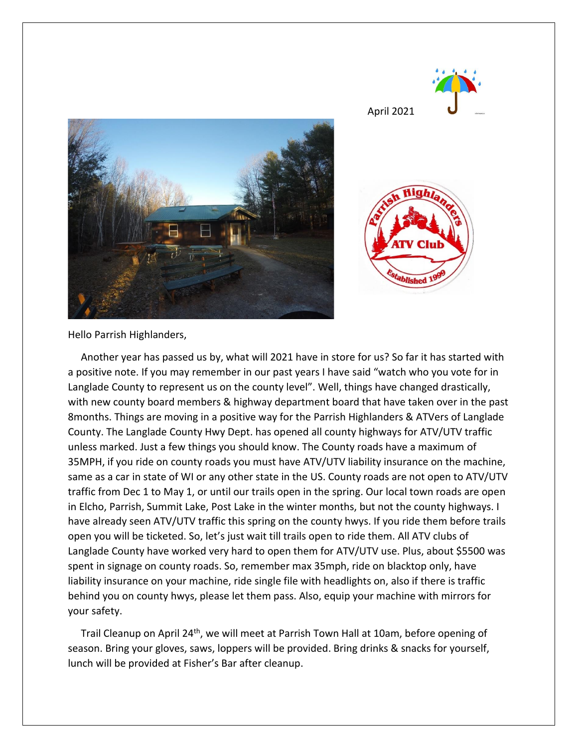April 2021

Hello Parrish Highlanders,

Another year has passed us by, what will 2021 have in store for us? So far it has started with a positive note. If you may remember in our past years I have said "watch who you vote for in Langlade County to represent us on the county level". Well, things have changed drastically, with new county board members & highway department board that have taken over in the past 8months. Things are moving in a positive way for the Parrish Highlanders & ATVers of Langlade County. The Langlade County Hwy Dept. has opened all county highways for ATV/UTV traffic unless marked. Just a few things you should know. The County roads have a maximum of 35MPH, if you ride on county roads you must have ATV/UTV liability insurance on the machine, same as a car in state of WI or any other state in the US. County roads are not open to ATV/UTV traffic from Dec 1 to May 1, or until our trails open in the spring. Our local town roads are open in Elcho, Parrish, Summit Lake, Post Lake in the winter months, but not the county highways. I have already seen ATV/UTV traffic this spring on the county hwys. If you ride them before trails open you will be ticketed. So, let's just wait till trails open to ride them. All ATV clubs of Langlade County have worked very hard to open them for ATV/UTV use. Plus, about $5500 was spent in signage on county roads. So, remember max 35mph, ride on blacktop only, have liability insurance on your machine, ride single file with headlights on, also if there is traffic behind you on county hwys, please let them pass. Also, equip your machine with mirrors for your safety.

Trail Cleanup on April 24th, we will meet at Parrish Town Hall at 10am, before opening of season. Bring your gloves, saws, loppers will be provided. Bring drinks & snacks for yourself, lunch will be provided at Fisher's Bar after cleanup.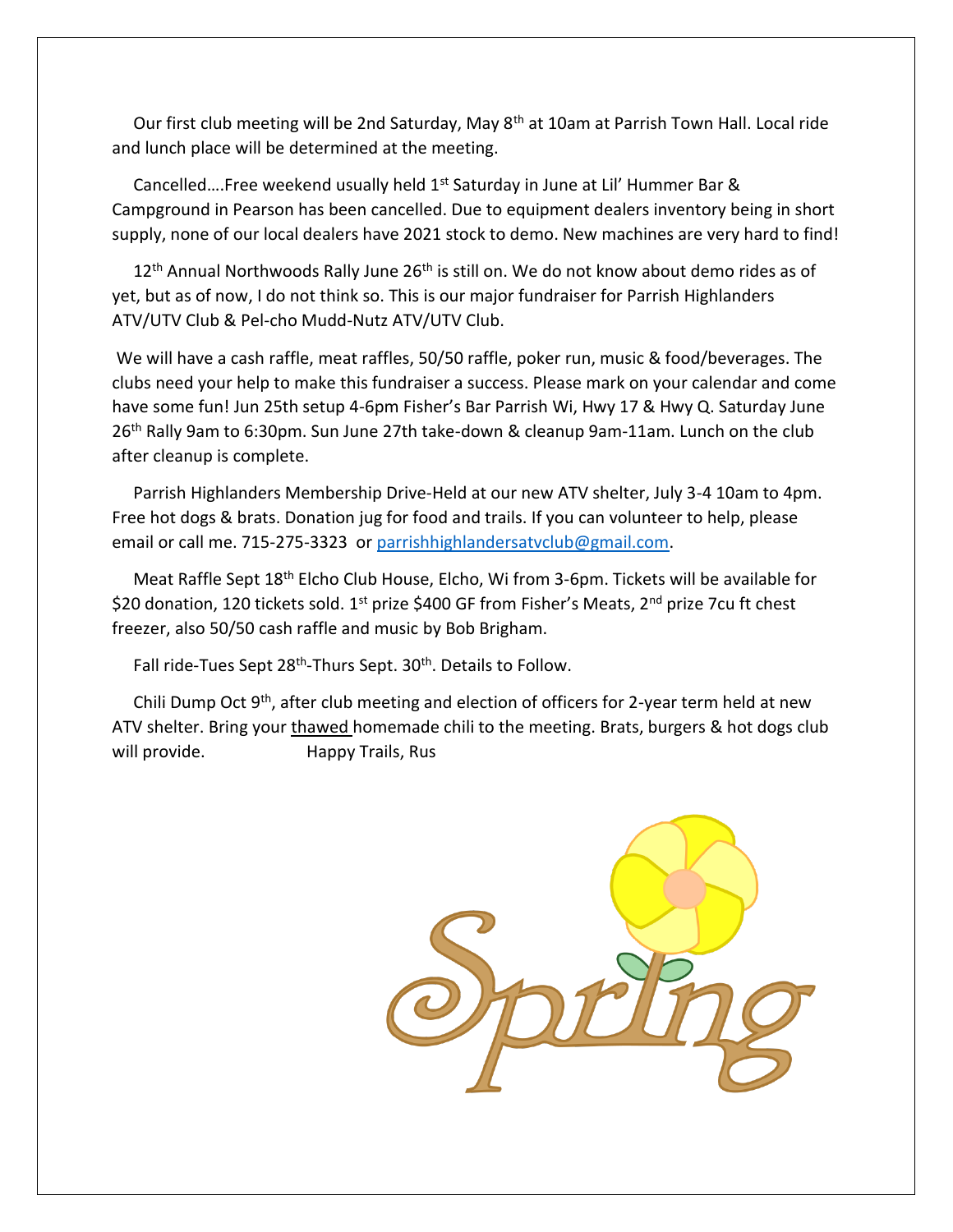Our first club meeting will be 2nd Saturday, May 8th at 10am at Parrish Town Hall. Local ride and lunch place will be determined at the meeting.

Cancelled….Free weekend usually held 1st Saturday in June at Lil' Hummer Bar & Campground in Pearson has been cancelled. Due to equipment dealers inventory being in short supply, none of our local dealers have 2021 stock to demo. New machines are very hard to find!

12th Annual Northwoods Rally June 26th is still on. We do not know about demo rides as of yet, but as of now, I do not think so. This is our major fundraiser for Parrish Highlanders ATV/UTV Club & Pel-cho Mudd-Nutz ATV/UTV Club.

We will have a cash raffle, meat raffles, 50/50 raffle, poker run, music & food/beverages. The clubs need your help to make this fundraiser a success. Please mark on your calendar and come have some fun! Jun 25th setup 4-6pm Fisher's Bar Parrish Wi, Hwy 17 & Hwy Q. Saturday June 26th Rally 9am to 6:30pm. Sun June 27th take-down & cleanup 9am-11am. Lunch on the club after cleanup is complete.

Parrish Highlanders Membership Drive-Held at our new ATV shelter, July 3-4 10am to 4pm. Free hot dogs & brats. Donation jug for food and trails. If you can volunteer to help, please email or call me. 715-275-3323 or parrishhighlandersatvclub@gmail.com.

Meat Raffle Sept 18th Elcho Club House, Elcho, Wi from 3-6pm. Tickets will be available for $20 donation, 120 tickets sold. 1st prize $400 GF from Fisher's Meats, 2nd prize 7cu ft chest freezer, also 50/50 cash raffle and music by Bob Brigham.

Fall ride-Tues Sept 28th-Thurs Sept. 30th. Details to Follow.

Chili Dump Oct 9th, after club meeting and election of officers for 2-year term held at new ATV shelter. Bring your thawed homemade chili to the meeting. Brats, burgers & hot dogs club will provide. Happy Trails, Rus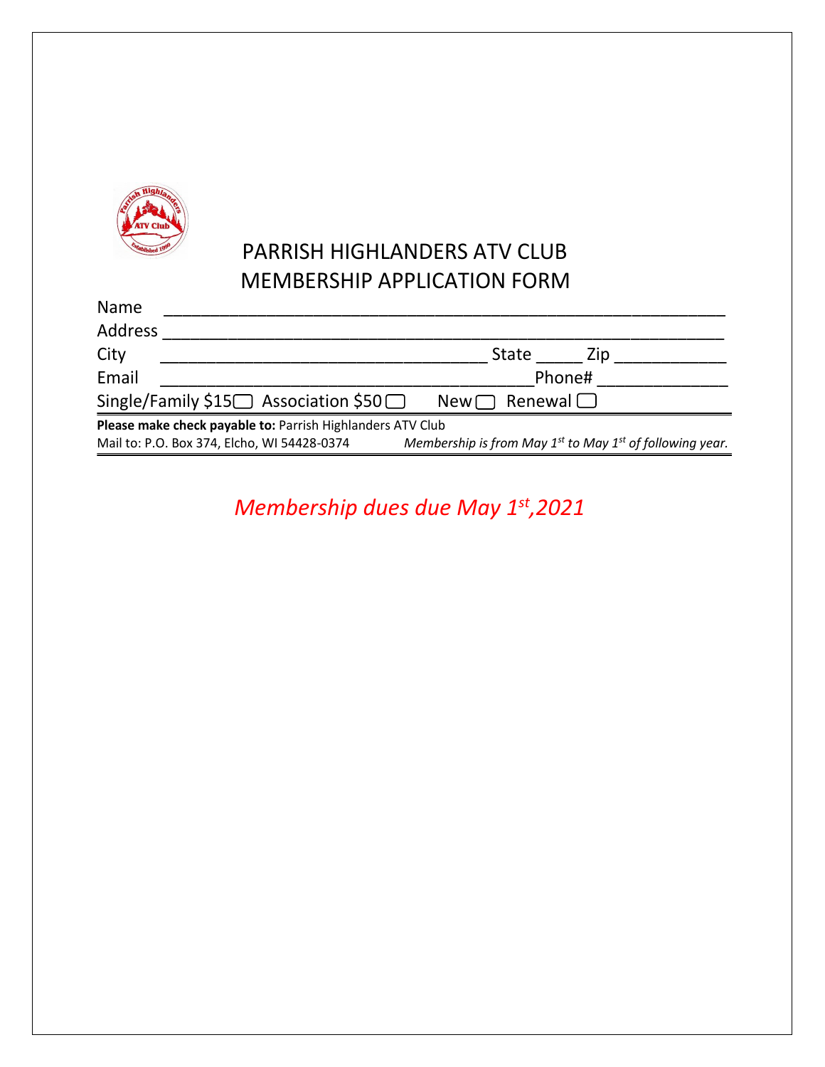# PARRISH HIGHLANDERS ATV CLUB
# MEMBERSHIP APPLICATION FORM

Name ____________________________________________________________

Address ____________________________________________________________

City ___________________________________ State _____ Zip ___________

Email ________________________________________ Phone# _____________

Single/Family $15☐ Association $50☐ New☐ Renewal☐

**Please make check payable to:** Parrish Highlanders ATV Club

Mail to: P.O. Box 374, Elcho, WI 54428-0374 *Membership is from May 1st to May 1st of following year.*

*Membership dues due May 1st,2021*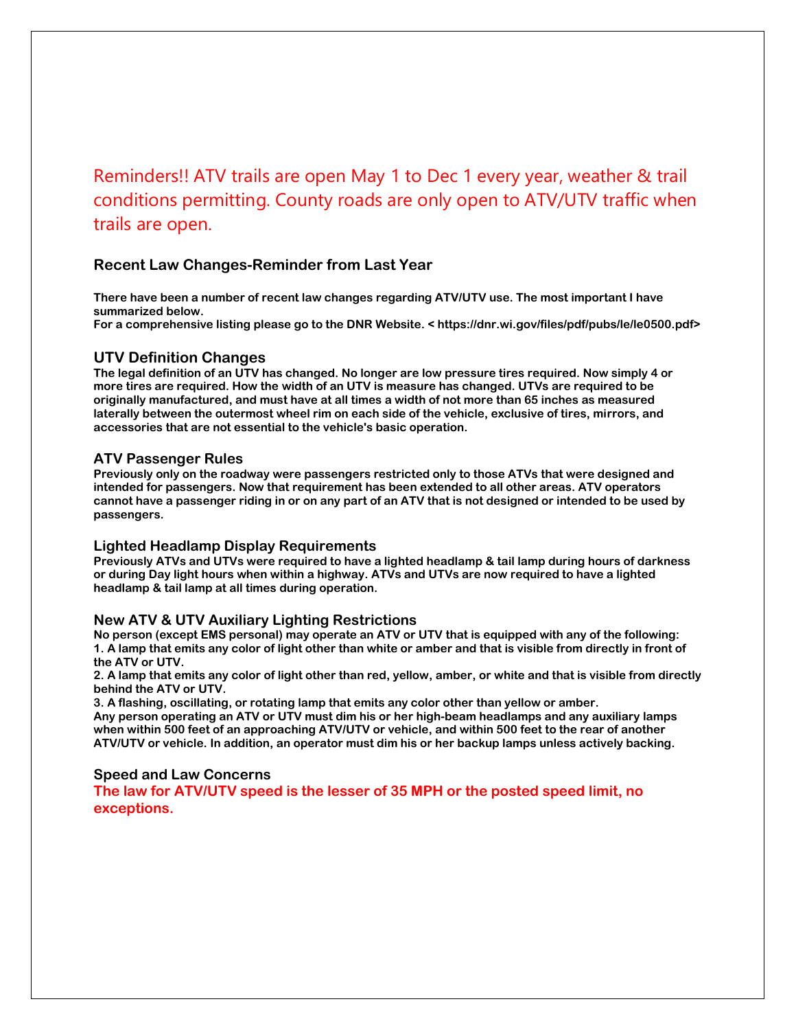Reminders!! ATV trails are open May 1 to Dec 1 every year, weather & trail conditions permitting. County roads are only open to ATV/UTV traffic when trails are open.

### Recent Law Changes-Reminder from Last Year

**There have been a number of recent law changes regarding ATV/UTV use. The most important I have summarized below.**
**For a comprehensive listing please go to the DNR Website. < https://dnr.wi.gov/files/pdf/pubs/le/le0500.pdf>**

### UTV Definition Changes

**The legal definition of an UTV has changed. No longer are low pressure tires required. Now simply 4 or more tires are required. How the width of an UTV is measure has changed. UTVs are required to be originally manufactured, and must have at all times a width of not more than 65 inches as measured laterally between the outermost wheel rim on each side of the vehicle, exclusive of tires, mirrors, and accessories that are not essential to the vehicle's basic operation.**

### ATV Passenger Rules

**Previously only on the roadway were passengers restricted only to those ATVs that were designed and intended for passengers. Now that requirement has been extended to all other areas. ATV operators cannot have a passenger riding in or on any part of an ATV that is not designed or intended to be used by passengers.**

### Lighted Headlamp Display Requirements

**Previously ATVs and UTVs were required to have a lighted headlamp & tail lamp during hours of darkness or during Day light hours when within a highway. ATVs and UTVs are now required to have a lighted headlamp & tail lamp at all times during operation.**

### New ATV & UTV Auxiliary Lighting Restrictions

**No person (except EMS personal) may operate an ATV or UTV that is equipped with any of the following:**
**1. A lamp that emits any color of light other than white or amber and that is visible from directly in front of the ATV or UTV.**
**2. A lamp that emits any color of light other than red, yellow, amber, or white and that is visible from directly behind the ATV or UTV.**
**3. A flashing, oscillating, or rotating lamp that emits any color other than yellow or amber.**
**Any person operating an ATV or UTV must dim his or her high-beam headlamps and any auxiliary lamps when within 500 feet of an approaching ATV/UTV or vehicle, and within 500 feet to the rear of another ATV/UTV or vehicle. In addition, an operator must dim his or her backup lamps unless actively backing.**

### Speed and Law Concerns

**The law for ATV/UTV speed is the lesser of 35 MPH or the posted speed limit, no exceptions.**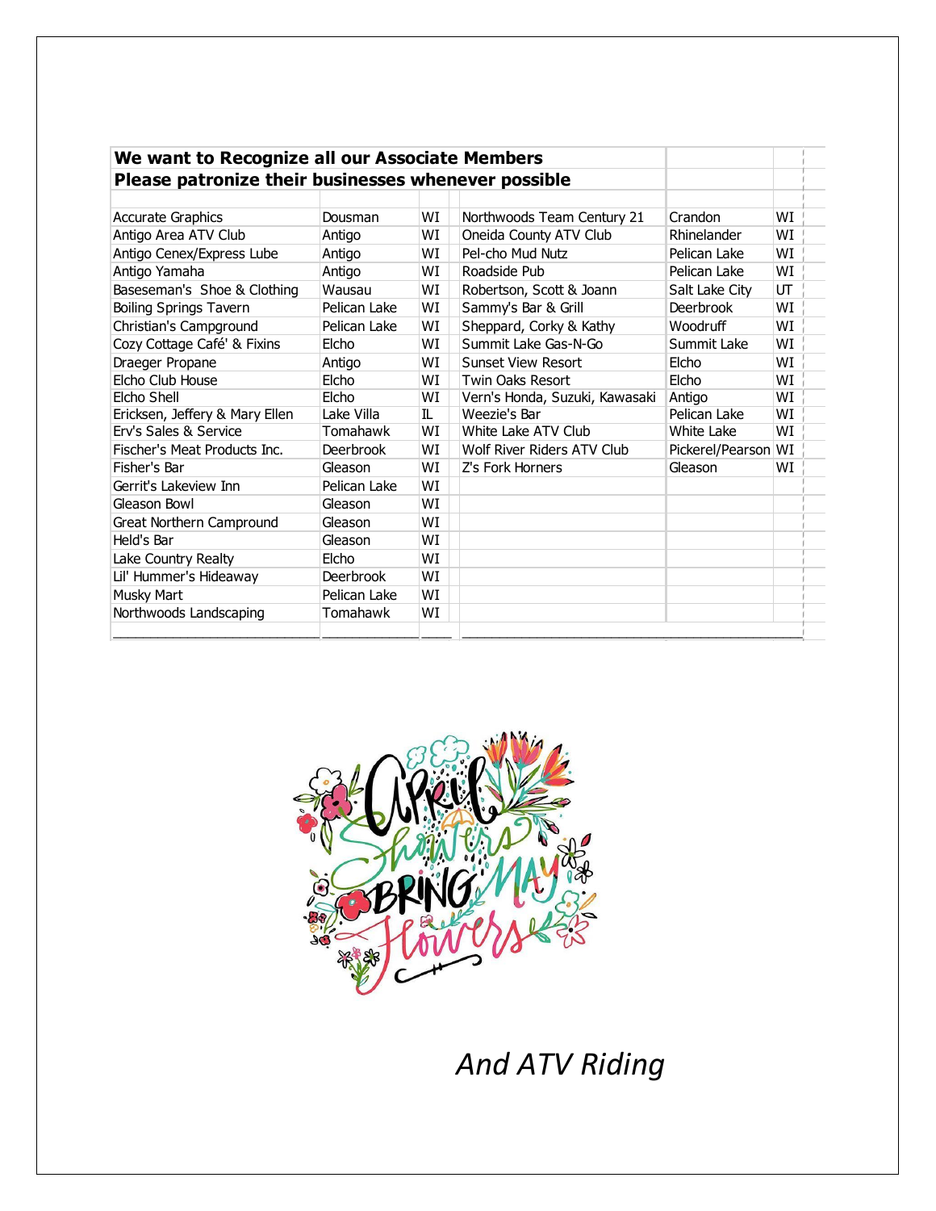**We want to Recognize all our Associate Members**
**Please patronize their businesses whenever possible**

| | | | | | |
|---|---|---|---|---|---|
| Accurate Graphics | Dousman | WI | Northwoods Team Century 21 | Crandon | WI |
| Antigo Area ATV Club | Antigo | WI | Oneida County ATV Club | Rhinelander | WI |
| Antigo Cenex/Express Lube | Antigo | WI | Pel-cho Mud Nutz | Pelican Lake | WI |
| Antigo Yamaha | Antigo | WI | Roadside Pub | Pelican Lake | WI |
| Baseseman's Shoe & Clothing | Wausau | WI | Robertson, Scott & Joann | Salt Lake City | UT |
| Boiling Springs Tavern | Pelican Lake | WI | Sammy's Bar & Grill | Deerbrook | WI |
| Christian's Campground | Pelican Lake | WI | Sheppard, Corky & Kathy | Woodruff | WI |
| Cozy Cottage Café' & Fixins | Elcho | WI | Summit Lake Gas-N-Go | Summit Lake | WI |
| Draeger Propane | Antigo | WI | Sunset View Resort | Elcho | WI |
| Elcho Club House | Elcho | WI | Twin Oaks Resort | Elcho | WI |
| Elcho Shell | Elcho | WI | Vern's Honda, Suzuki, Kawasaki | Antigo | WI |
| Ericksen, Jeffery & Mary Ellen | Lake Villa | IL | Weezie's Bar | Pelican Lake | WI |
| Erv's Sales & Service | Tomahawk | WI | White Lake ATV Club | White Lake | WI |
| Fischer's Meat Products Inc. | Deerbrook | WI | Wolf River Riders ATV Club | Pickerel/Pearson | WI |
| Fisher's Bar | Gleason | WI | Z's Fork Horners | Gleason | WI |
| Gerrit's Lakeview Inn | Pelican Lake | WI | | | |
| Gleason Bowl | Gleason | WI | | | |
| Great Northern Campround | Gleason | WI | | | |
| Held's Bar | Gleason | WI | | | |
| Lake Country Realty | Elcho | WI | | | |
| Lil' Hummer's Hideaway | Deerbrook | WI | | | |
| Musky Mart | Pelican Lake | WI | | | |
| Northwoods Landscaping | Tomahawk | WI | | | |

April Showers Bring May Flowers

*And ATV Riding*